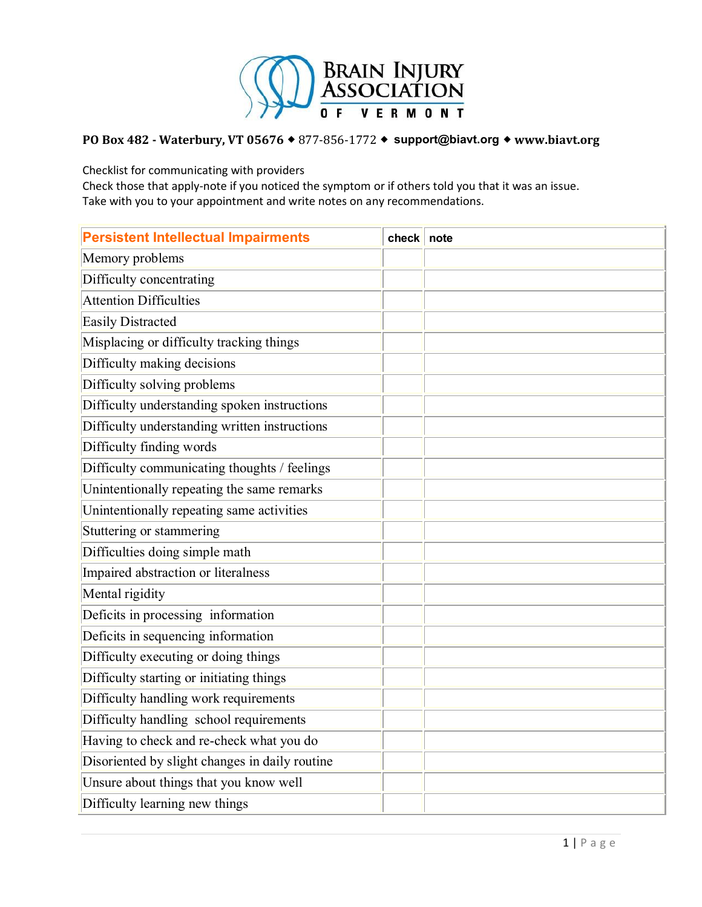# Brain Injury Association of Vermont

**PO Box 482 - Waterbury, VT 05676** ◆ 877-856-1772 ◆ **support@biavt.org** ◆ **www.biavt.org**

Checklist for communicating with providers
Check those that apply-note if you noticed the symptom or if others told you that it was an issue.
Take with you to your appointment and write notes on any recommendations.

| Persistent Intellectual Impairments | check | note |
|---|---|---|
| Memory problems | | |
| Difficulty concentrating | | |
| Attention Difficulties | | |
| Easily Distracted | | |
| Misplacing or difficulty tracking things | | |
| Difficulty making decisions | | |
| Difficulty solving problems | | |
| Difficulty understanding spoken instructions | | |
| Difficulty understanding written instructions | | |
| Difficulty finding words | | |
| Difficulty communicating thoughts / feelings | | |
| Unintentionally repeating the same remarks | | |
| Unintentionally repeating same activities | | |
| Stuttering or stammering | | |
| Difficulties doing simple math | | |
| Impaired abstraction or literalness | | |
| Mental rigidity | | |
| Deficits in processing information | | |
| Deficits in sequencing information | | |
| Difficulty executing or doing things | | |
| Difficulty starting or initiating things | | |
| Difficulty handling work requirements | | |
| Difficulty handling school requirements | | |
| Having to check and re-check what you do | | |
| Disoriented by slight changes in daily routine | | |
| Unsure about things that you know well | | |
| Difficulty learning new things | | |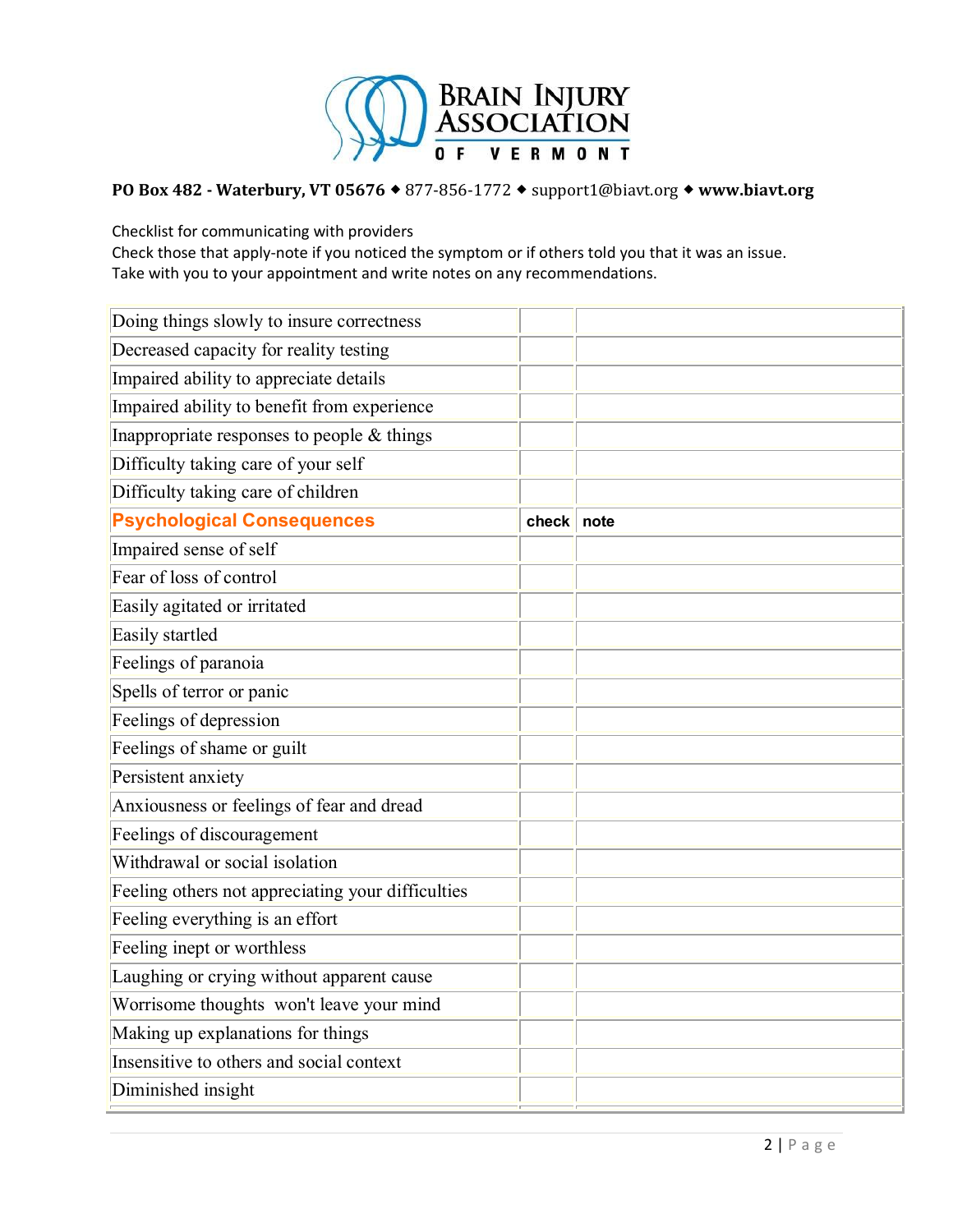**Brain Injury Association of Vermont**

**PO Box 482 - Waterbury, VT 05676** ◆ 877-856-1772 ◆ support1@biavt.org ◆ **www.biavt.org**

Checklist for communicating with providers
Check those that apply-note if you noticed the symptom or if others told you that it was an issue.
Take with you to your appointment and write notes on any recommendations.

| | | |
|---|---|---|
| Doing things slowly to insure correctness | | |
| Decreased capacity for reality testing | | |
| Impaired ability to appreciate details | | |
| Impaired ability to benefit from experience | | |
| Inappropriate responses to people & things | | |
| Difficulty taking care of your self | | |
| Difficulty taking care of children | | |
| **Psychological Consequences** | **check** | **note** |
| Impaired sense of self | | |
| Fear of loss of control | | |
| Easily agitated or irritated | | |
| Easily startled | | |
| Feelings of paranoia | | |
| Spells of terror or panic | | |
| Feelings of depression | | |
| Feelings of shame or guilt | | |
| Persistent anxiety | | |
| Anxiousness or feelings of fear and dread | | |
| Feelings of discouragement | | |
| Withdrawal or social isolation | | |
| Feeling others not appreciating your difficulties | | |
| Feeling everything is an effort | | |
| Feeling inept or worthless | | |
| Laughing or crying without apparent cause | | |
| Worrisome thoughts won't leave your mind | | |
| Making up explanations for things | | |
| Insensitive to others and social context | | |
| Diminished insight | | |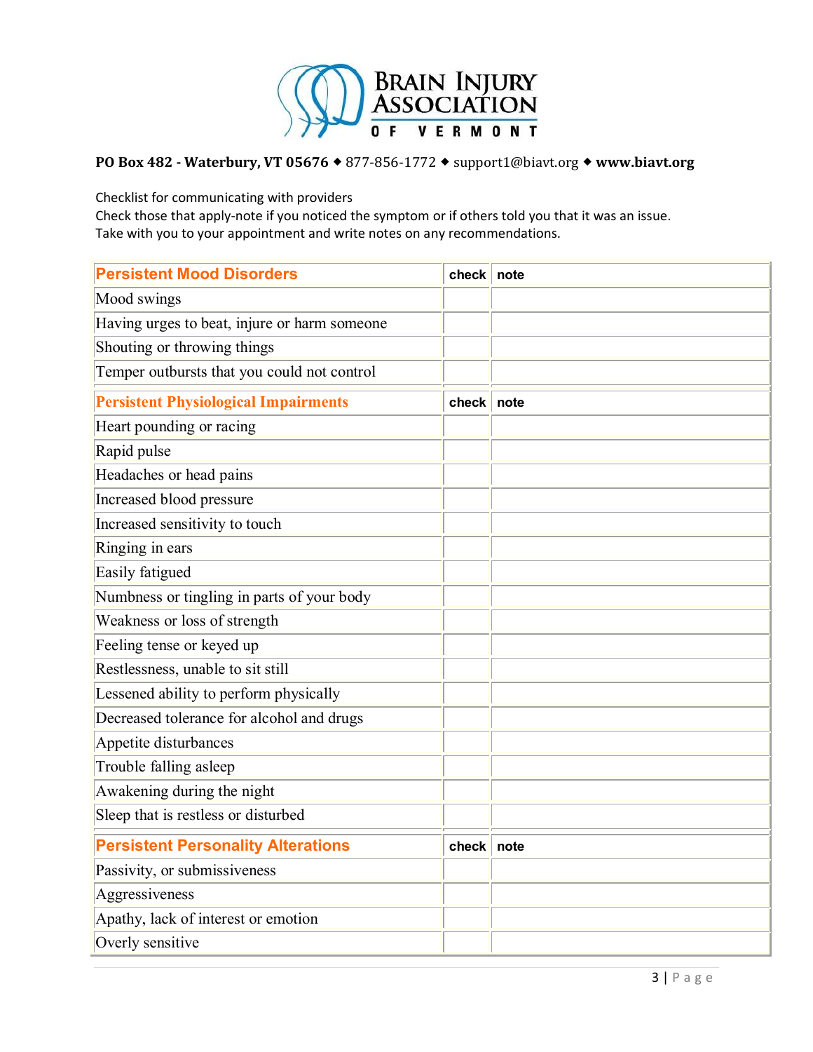**BRAIN INJURY ASSOCIATION OF VERMONT**

**PO Box 482 - Waterbury, VT 05676** ◆ 877-856-1772 ◆ support1@biavt.org ◆ **www.biavt.org**

Checklist for communicating with providers
Check those that apply-note if you noticed the symptom or if others told you that it was an issue.
Take with you to your appointment and write notes on any recommendations.

| **Persistent Mood Disorders** | **check** | **note** |
|---|---|---|
| Mood swings | | |
| Having urges to beat, injure or harm someone | | |
| Shouting or throwing things | | |
| Temper outbursts that you could not control | | |
| **Persistent Physiological Impairments** | **check** | **note** |
| Heart pounding or racing | | |
| Rapid pulse | | |
| Headaches or head pains | | |
| Increased blood pressure | | |
| Increased sensitivity to touch | | |
| Ringing in ears | | |
| Easily fatigued | | |
| Numbness or tingling in parts of your body | | |
| Weakness or loss of strength | | |
| Feeling tense or keyed up | | |
| Restlessness, unable to sit still | | |
| Lessened ability to perform physically | | |
| Decreased tolerance for alcohol and drugs | | |
| Appetite disturbances | | |
| Trouble falling asleep | | |
| Awakening during the night | | |
| Sleep that is restless or disturbed | | |
| **Persistent Personality Alterations** | **check** | **note** |
| Passivity, or submissiveness | | |
| Aggressiveness | | |
| Apathy, lack of interest or emotion | | |
| Overly sensitive | | |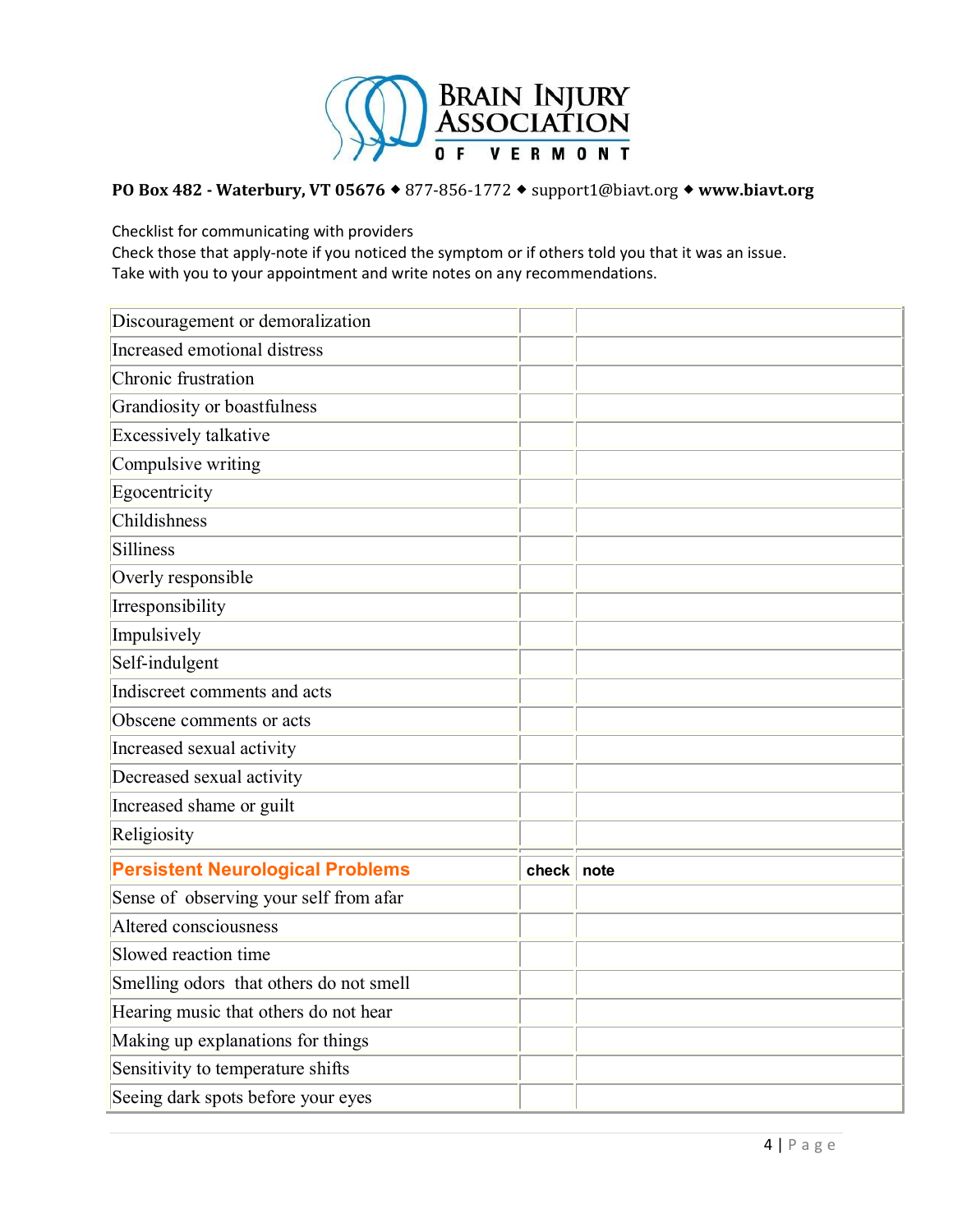**BRAIN INJURY ASSOCIATION OF VERMONT**

**PO Box 482 - Waterbury, VT 05676** ◆ 877-856-1772 ◆ support1@biavt.org ◆ **www.biavt.org**

Checklist for communicating with providers
Check those that apply-note if you noticed the symptom or if others told you that it was an issue.
Take with you to your appointment and write notes on any recommendations.

| | | |
|---|---|---|
| Discouragement or demoralization | | |
| Increased emotional distress | | |
| Chronic frustration | | |
| Grandiosity or boastfulness | | |
| Excessively talkative | | |
| Compulsive writing | | |
| Egocentricity | | |
| Childishness | | |
| Silliness | | |
| Overly responsible | | |
| Irresponsibility | | |
| Impulsively | | |
| Self-indulgent | | |
| Indiscreet comments and acts | | |
| Obscene comments or acts | | |
| Increased sexual activity | | |
| Decreased sexual activity | | |
| Increased shame or guilt | | |
| Religiosity | | |

| **Persistent Neurological Problems** | **check** | **note** |
|---|---|---|
| Sense of observing your self from afar | | |
| Altered consciousness | | |
| Slowed reaction time | | |
| Smelling odors that others do not smell | | |
| Hearing music that others do not hear | | |
| Making up explanations for things | | |
| Sensitivity to temperature shifts | | |
| Seeing dark spots before your eyes | | |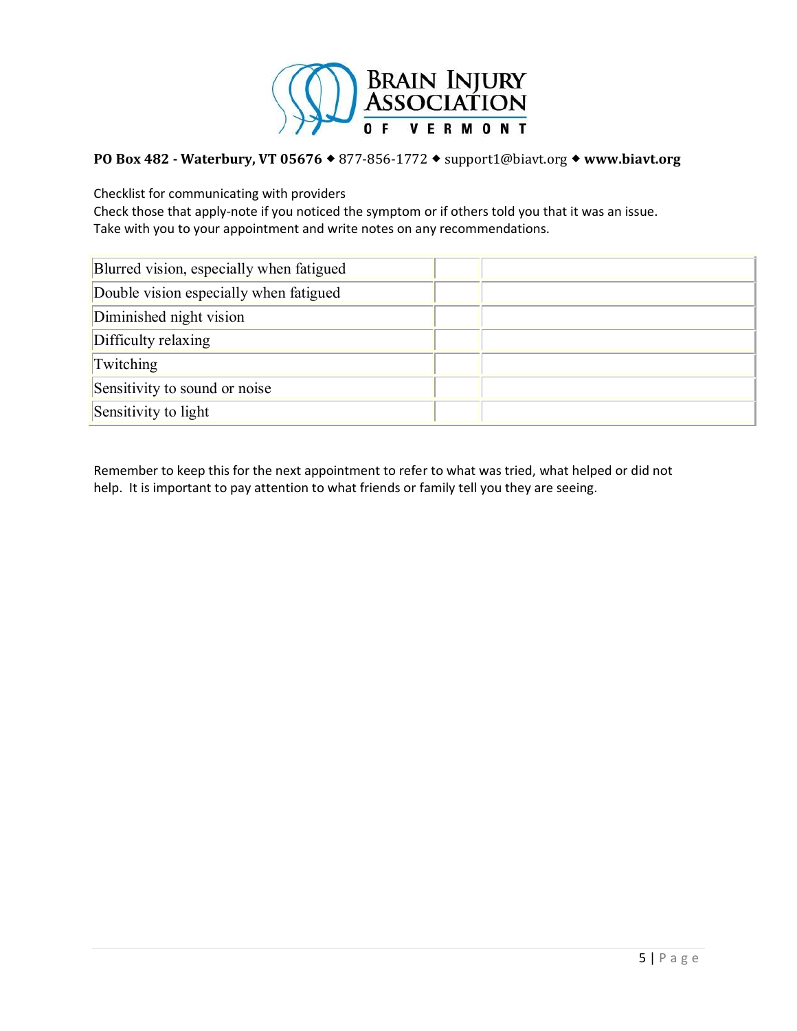**PO Box 482 - Waterbury, VT 05676** ◆ 877-856-1772 ◆ support1@biavt.org ◆ **www.biavt.org**

Checklist for communicating with providers
Check those that apply-note if you noticed the symptom or if others told you that it was an issue.
Take with you to your appointment and write notes on any recommendations.

| | | |
|---|---|---|
| Blurred vision, especially when fatigued | | |
| Double vision especially when fatigued | | |
| Diminished night vision | | |
| Difficulty relaxing | | |
| Twitching | | |
| Sensitivity to sound or noise | | |
| Sensitivity to light | | |

Remember to keep this for the next appointment to refer to what was tried, what helped or did not help. It is important to pay attention to what friends or family tell you they are seeing.